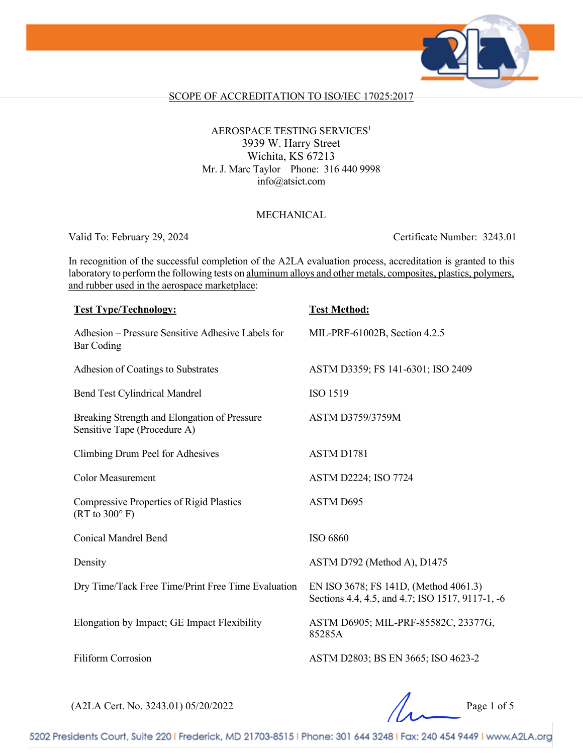## SCOPE OF ACCREDITATION TO ISO/IEC 17025:2017

AEROSPACE TESTING SERVICES[1]
3939 W. Harry Street
Wichita, KS 67213
Mr. J. Marc Taylor Phone: 316 440 9998
info@atsict.com

### MECHANICAL

Valid To: February 29, 2024 Certificate Number: 3243.01

In recognition of the successful completion of the A2LA evaluation process, accreditation is granted to this laboratory to perform the following tests on aluminum alloys and other metals, composites, plastics, polymers, and rubber used in the aerospace marketplace:

| Test Type/Technology: | Test Method: |
| --- | --- |
| Adhesion – Pressure Sensitive Adhesive Labels for Bar Coding | MIL-PRF-61002B, Section 4.2.5 |
| Adhesion of Coatings to Substrates | ASTM D3359; FS 141-6301; ISO 2409 |
| Bend Test Cylindrical Mandrel | ISO 1519 |
| Breaking Strength and Elongation of Pressure Sensitive Tape (Procedure A) | ASTM D3759/3759M |
| Climbing Drum Peel for Adhesives | ASTM D1781 |
| Color Measurement | ASTM D2224; ISO 7724 |
| Compressive Properties of Rigid Plastics (RT to 300° F) | ASTM D695 |
| Conical Mandrel Bend | ISO 6860 |
| Density | ASTM D792 (Method A), D1475 |
| Dry Time/Tack Free Time/Print Free Time Evaluation | EN ISO 3678; FS 141D, (Method 4061.3) Sections 4.4, 4.5, and 4.7; ISO 1517, 9117-1, -6 |
| Elongation by Impact; GE Impact Flexibility | ASTM D6905; MIL-PRF-85582C, 23377G, 85285A |
| Filiform Corrosion | ASTM D2803; BS EN 3665; ISO 4623-2 |

(A2LA Cert. No. 3243.01) 05/20/2022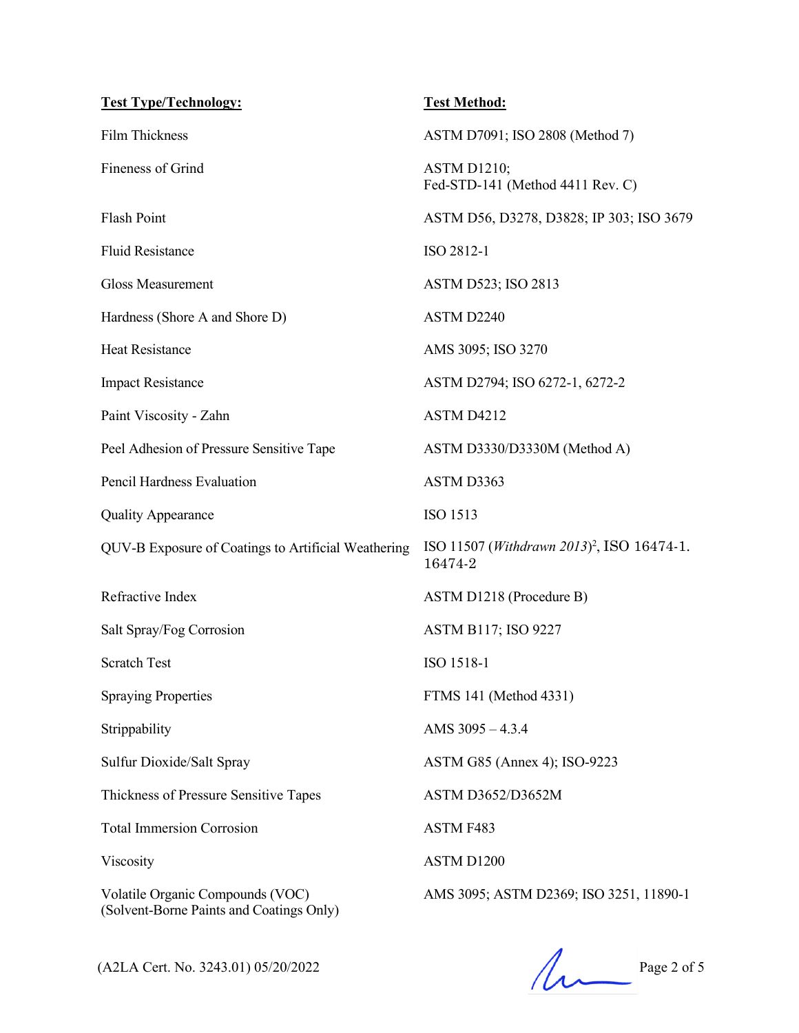| Test Type/Technology: | Test Method: |
| --- | --- |
| Film Thickness | ASTM D7091; ISO 2808 (Method 7) |
| Fineness of Grind | ASTM D1210; Fed-STD-141 (Method 4411 Rev. C) |
| Flash Point | ASTM D56, D3278, D3828; IP 303; ISO 3679 |
| Fluid Resistance | ISO 2812-1 |
| Gloss Measurement | ASTM D523; ISO 2813 |
| Hardness (Shore A and Shore D) | ASTM D2240 |
| Heat Resistance | AMS 3095; ISO 3270 |
| Impact Resistance | ASTM D2794; ISO 6272-1, 6272-2 |
| Paint Viscosity - Zahn | ASTM D4212 |
| Peel Adhesion of Pressure Sensitive Tape | ASTM D3330/D3330M (Method A) |
| Pencil Hardness Evaluation | ASTM D3363 |
| Quality Appearance | ISO 1513 |
| QUV-B Exposure of Coatings to Artificial Weathering | ISO 11507 (*Withdrawn 2013*)[2], ISO 16474-1. 16474-2 |
| Refractive Index | ASTM D1218 (Procedure B) |
| Salt Spray/Fog Corrosion | ASTM B117; ISO 9227 |
| Scratch Test | ISO 1518-1 |
| Spraying Properties | FTMS 141 (Method 4331) |
| Strippability | AMS 3095 – 4.3.4 |
| Sulfur Dioxide/Salt Spray | ASTM G85 (Annex 4); ISO-9223 |
| Thickness of Pressure Sensitive Tapes | ASTM D3652/D3652M |
| Total Immersion Corrosion | ASTM F483 |
| Viscosity | ASTM D1200 |
| Volatile Organic Compounds (VOC) (Solvent-Borne Paints and Coatings Only) | AMS 3095; ASTM D2369; ISO 3251, 11890-1 |

(A2LA Cert. No. 3243.01) 05/20/2022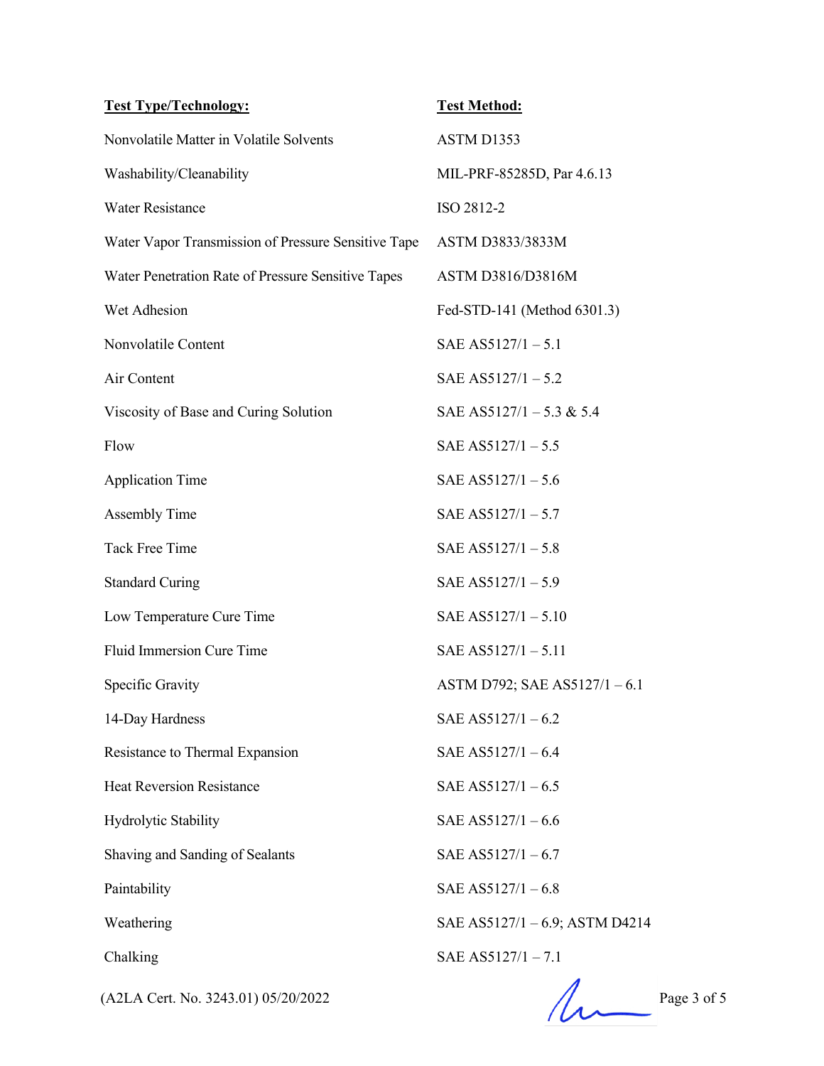| **Test Type/Technology:** | **Test Method:** |
|---|---|
| Nonvolatile Matter in Volatile Solvents | ASTM D1353 |
| Washability/Cleanability | MIL-PRF-85285D, Par 4.6.13 |
| Water Resistance | ISO 2812-2 |
| Water Vapor Transmission of Pressure Sensitive Tape | ASTM D3833/3833M |
| Water Penetration Rate of Pressure Sensitive Tapes | ASTM D3816/D3816M |
| Wet Adhesion | Fed-STD-141 (Method 6301.3) |
| Nonvolatile Content | SAE AS5127/1 – 5.1 |
| Air Content | SAE AS5127/1 – 5.2 |
| Viscosity of Base and Curing Solution | SAE AS5127/1 – 5.3 & 5.4 |
| Flow | SAE AS5127/1 – 5.5 |
| Application Time | SAE AS5127/1 – 5.6 |
| Assembly Time | SAE AS5127/1 – 5.7 |
| Tack Free Time | SAE AS5127/1 – 5.8 |
| Standard Curing | SAE AS5127/1 – 5.9 |
| Low Temperature Cure Time | SAE AS5127/1 – 5.10 |
| Fluid Immersion Cure Time | SAE AS5127/1 – 5.11 |
| Specific Gravity | ASTM D792; SAE AS5127/1 – 6.1 |
| 14-Day Hardness | SAE AS5127/1 – 6.2 |
| Resistance to Thermal Expansion | SAE AS5127/1 – 6.4 |
| Heat Reversion Resistance | SAE AS5127/1 – 6.5 |
| Hydrolytic Stability | SAE AS5127/1 – 6.6 |
| Shaving and Sanding of Sealants | SAE AS5127/1 – 6.7 |
| Paintability | SAE AS5127/1 – 6.8 |
| Weathering | SAE AS5127/1 – 6.9; ASTM D4214 |
| Chalking | SAE AS5127/1 – 7.1 |

(A2LA Cert. No. 3243.01) 05/20/2022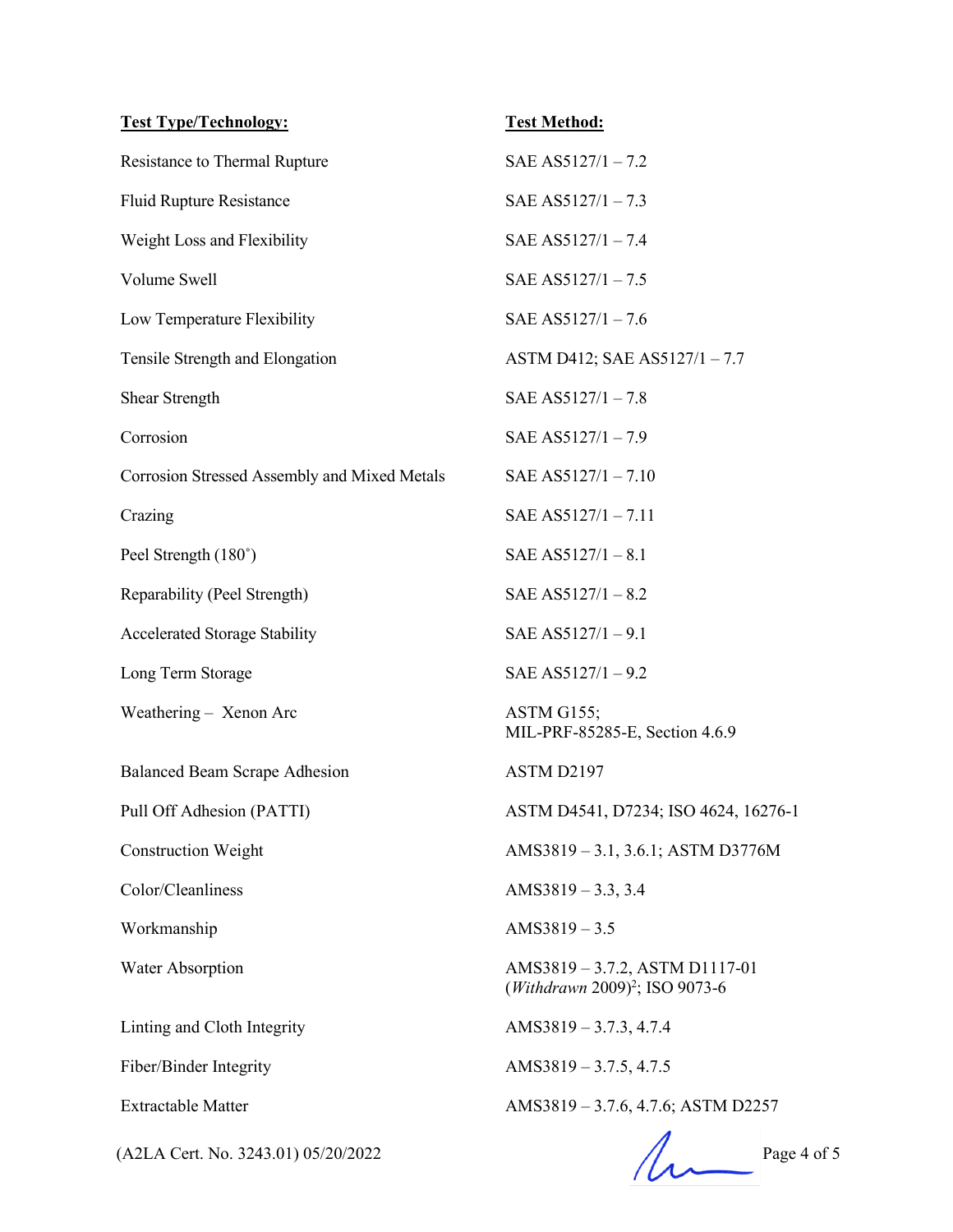| Test Type/Technology: | Test Method: |
| --- | --- |
| Resistance to Thermal Rupture | SAE AS5127/1 – 7.2 |
| Fluid Rupture Resistance | SAE AS5127/1 – 7.3 |
| Weight Loss and Flexibility | SAE AS5127/1 – 7.4 |
| Volume Swell | SAE AS5127/1 – 7.5 |
| Low Temperature Flexibility | SAE AS5127/1 – 7.6 |
| Tensile Strength and Elongation | ASTM D412; SAE AS5127/1 – 7.7 |
| Shear Strength | SAE AS5127/1 – 7.8 |
| Corrosion | SAE AS5127/1 – 7.9 |
| Corrosion Stressed Assembly and Mixed Metals | SAE AS5127/1 – 7.10 |
| Crazing | SAE AS5127/1 – 7.11 |
| Peel Strength (180˚) | SAE AS5127/1 – 8.1 |
| Reparability (Peel Strength) | SAE AS5127/1 – 8.2 |
| Accelerated Storage Stability | SAE AS5127/1 – 9.1 |
| Long Term Storage | SAE AS5127/1 – 9.2 |
| Weathering – Xenon Arc | ASTM G155; MIL-PRF-85285-E, Section 4.6.9 |
| Balanced Beam Scrape Adhesion | ASTM D2197 |
| Pull Off Adhesion (PATTI) | ASTM D4541, D7234; ISO 4624, 16276-1 |
| Construction Weight | AMS3819 – 3.1, 3.6.1; ASTM D3776M |
| Color/Cleanliness | AMS3819 – 3.3, 3.4 |
| Workmanship | AMS3819 – 3.5 |
| Water Absorption | AMS3819 – 3.7.2, ASTM D1117-01 (*Withdrawn* 2009)[2]; ISO 9073-6 |
| Linting and Cloth Integrity | AMS3819 – 3.7.3, 4.7.4 |
| Fiber/Binder Integrity | AMS3819 – 3.7.5, 4.7.5 |
| Extractable Matter | AMS3819 – 3.7.6, 4.7.6; ASTM D2257 |

(A2LA Cert. No. 3243.01) 05/20/2022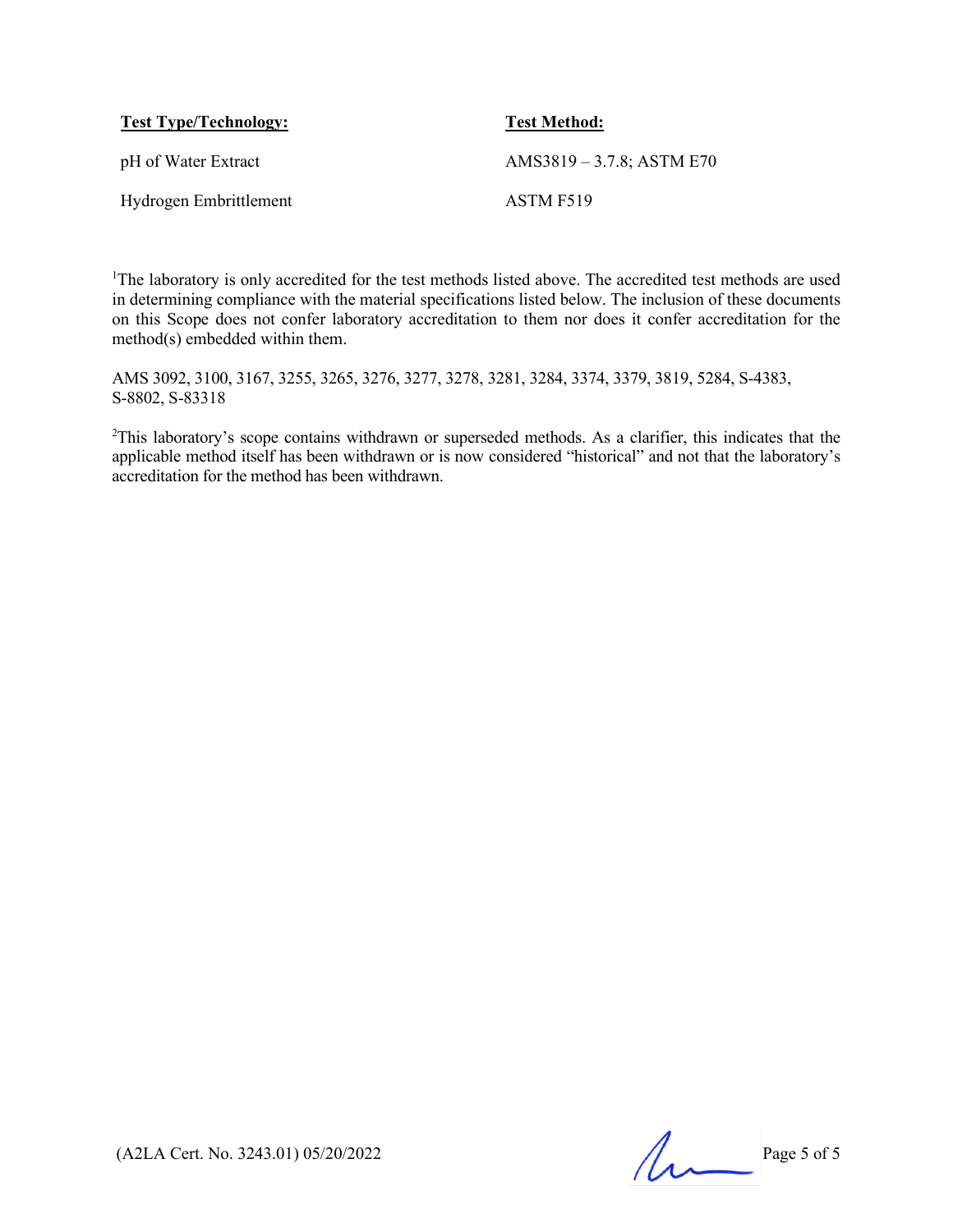| Test Type/Technology: | Test Method: |
| --- | --- |
| pH of Water Extract | AMS3819 – 3.7.8; ASTM E70 |
| Hydrogen Embrittlement | ASTM F519 |

[1]The laboratory is only accredited for the test methods listed above. The accredited test methods are used in determining compliance with the material specifications listed below. The inclusion of these documents on this Scope does not confer laboratory accreditation to them nor does it confer accreditation for the method(s) embedded within them.

AMS 3092, 3100, 3167, 3255, 3265, 3276, 3277, 3278, 3281, 3284, 3374, 3379, 3819, 5284, S-4383, S-8802, S-83318

[2]This laboratory's scope contains withdrawn or superseded methods. As a clarifier, this indicates that the applicable method itself has been withdrawn or is now considered "historical" and not that the laboratory's accreditation for the method has been withdrawn.

(A2LA Cert. No. 3243.01) 05/20/2022